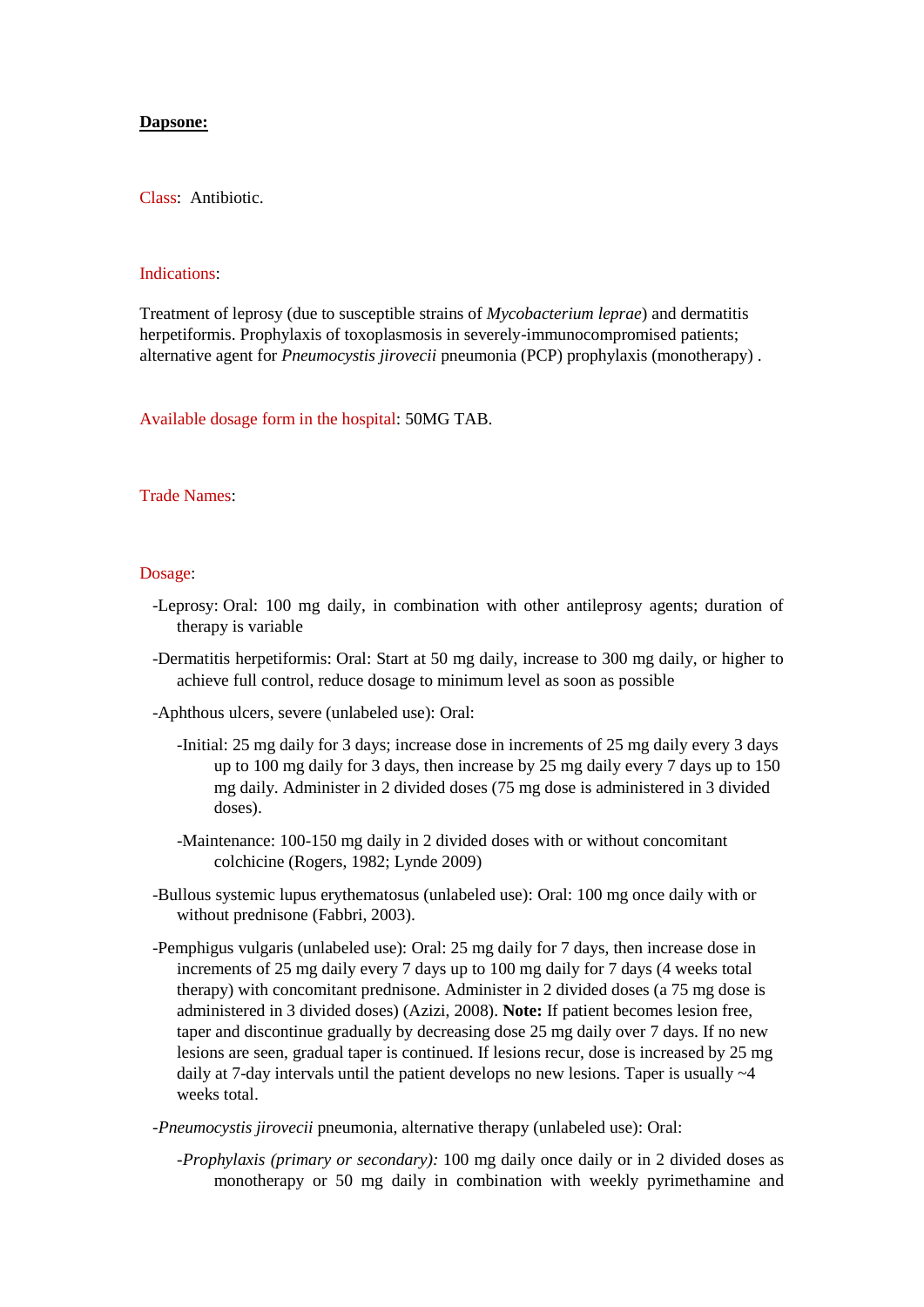**<u>Dapsone:</u>**

Class: Antibiotic.

Indications:

Treatment of leprosy (due to susceptible strains of *Mycobacterium leprae*) and dermatitis herpetiformis. Prophylaxis of toxoplasmosis in severely-immunocompromised patients; alternative agent for *Pneumocystis jirovecii* pneumonia (PCP) prophylaxis (monotherapy) .

Available dosage form in the hospital: 50MG TAB.

Trade Names:

Dosage:

- -Leprosy: Oral: 100 mg daily, in combination with other antileprosy agents; duration of therapy is variable
- -Dermatitis herpetiformis: Oral: Start at 50 mg daily, increase to 300 mg daily, or higher to achieve full control, reduce dosage to minimum level as soon as possible
- -Aphthous ulcers, severe (unlabeled use): Oral:
    - -Initial: 25 mg daily for 3 days; increase dose in increments of 25 mg daily every 3 days up to 100 mg daily for 3 days, then increase by 25 mg daily every 7 days up to 150 mg daily. Administer in 2 divided doses (75 mg dose is administered in 3 divided doses).
    - -Maintenance: 100-150 mg daily in 2 divided doses with or without concomitant colchicine (Rogers, 1982; Lynde 2009)
- -Bullous systemic lupus erythematosus (unlabeled use): Oral: 100 mg once daily with or without prednisone (Fabbri, 2003).
- -Pemphigus vulgaris (unlabeled use): Oral: 25 mg daily for 7 days, then increase dose in increments of 25 mg daily every 7 days up to 100 mg daily for 7 days (4 weeks total therapy) with concomitant prednisone. Administer in 2 divided doses (a 75 mg dose is administered in 3 divided doses) (Azizi, 2008). **Note:** If patient becomes lesion free, taper and discontinue gradually by decreasing dose 25 mg daily over 7 days. If no new lesions are seen, gradual taper is continued. If lesions recur, dose is increased by 25 mg daily at 7-day intervals until the patient develops no new lesions. Taper is usually ~4 weeks total.
- -*Pneumocystis jirovecii* pneumonia, alternative therapy (unlabeled use): Oral:
    - -*Prophylaxis (primary or secondary):* 100 mg daily once daily or in 2 divided doses as monotherapy or 50 mg daily in combination with weekly pyrimethamine and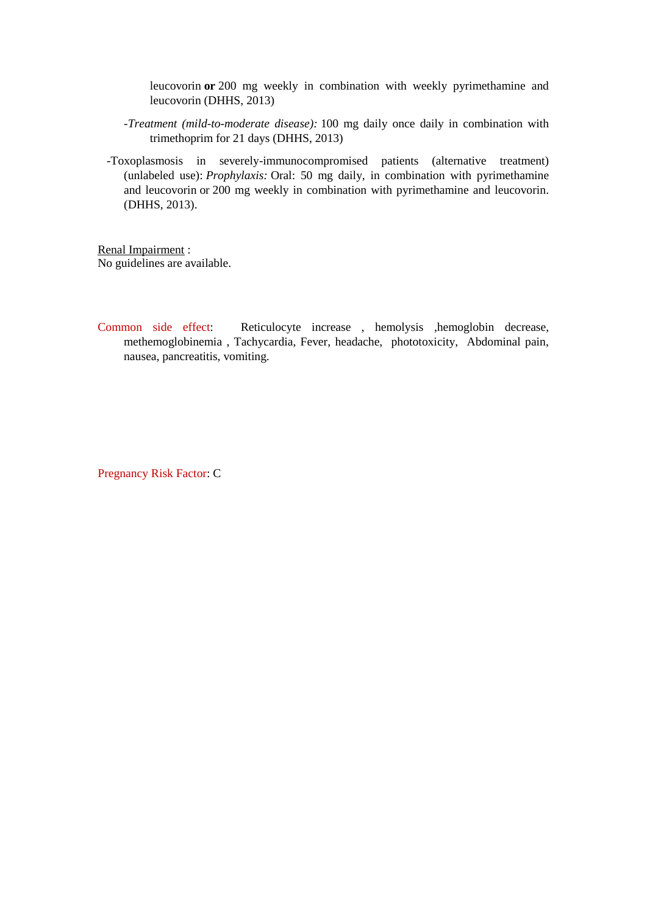leucovorin **or** 200 mg weekly in combination with weekly pyrimethamine and leucovorin (DHHS, 2013)

-*Treatment (mild-to-moderate disease):* 100 mg daily once daily in combination with trimethoprim for 21 days (DHHS, 2013)

-Toxoplasmosis in severely-immunocompromised patients (alternative treatment) (unlabeled use): *Prophylaxis:* Oral: 50 mg daily, in combination with pyrimethamine and leucovorin or 200 mg weekly in combination with pyrimethamine and leucovorin. (DHHS, 2013).

<u>Renal Impairment</u> :
No guidelines are available.

Common side effect: Reticulocyte increase , hemolysis ,hemoglobin decrease, methemoglobinemia , Tachycardia, Fever, headache, phototoxicity, Abdominal pain, nausea, pancreatitis, vomiting.

Pregnancy Risk Factor: C